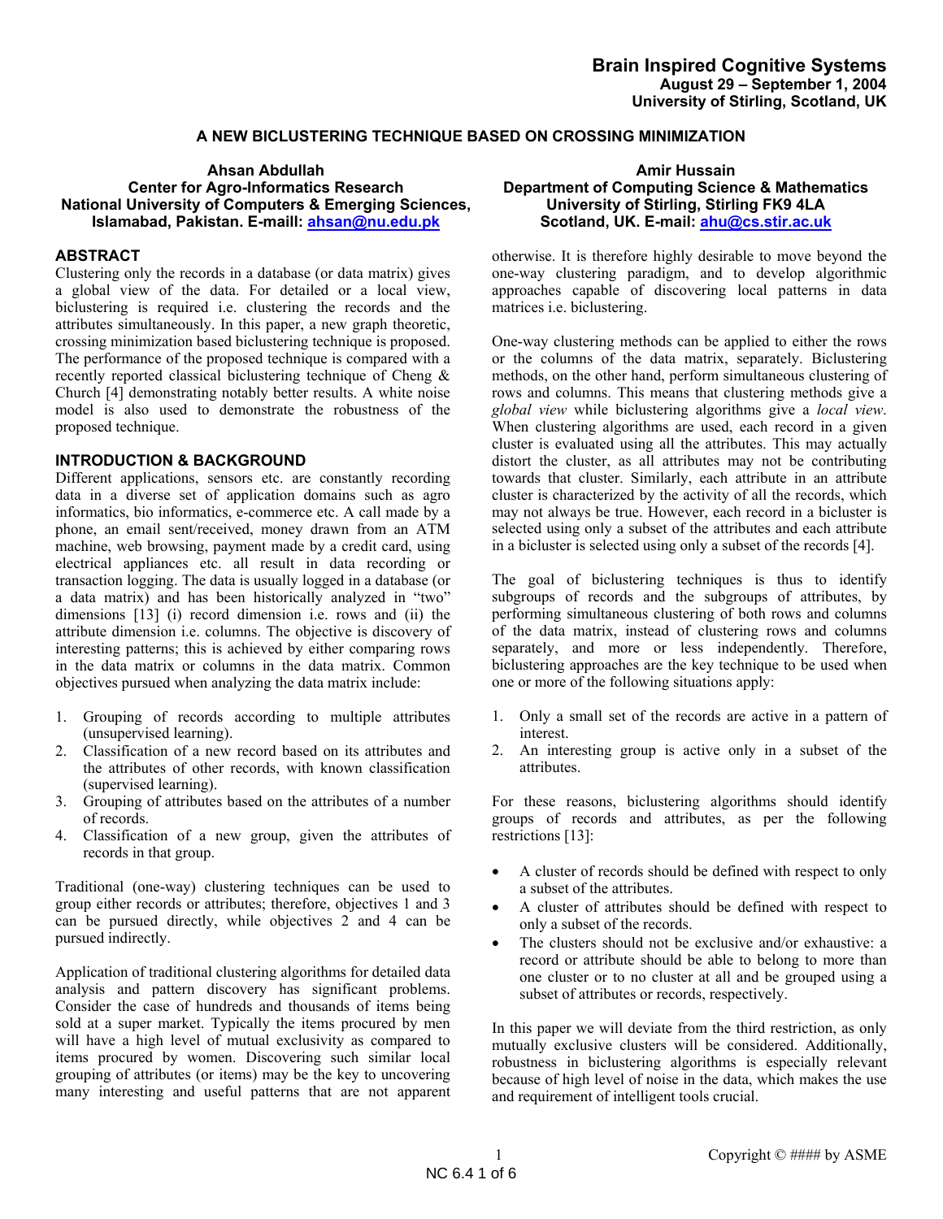# A NEW BICLUSTERING TECHNIQUE BASED ON CROSSING MINIMIZATION

**Ahsan Abdullah**
**Center for Agro-Informatics Research**
**National University of Computers & Emerging Sciences, Islamabad, Pakistan. E-maill: ahsan@nu.edu.pk**

**Amir Hussain**
**Department of Computing Science & Mathematics**
**University of Stirling, Stirling FK9 4LA**
**Scotland, UK. E-mail: ahu@cs.stir.ac.uk**

## ABSTRACT

Clustering only the records in a database (or data matrix) gives a global view of the data. For detailed or a local view, biclustering is required i.e. clustering the records and the attributes simultaneously. In this paper, a new graph theoretic, crossing minimization based biclustering technique is proposed. The performance of the proposed technique is compared with a recently reported classical biclustering technique of Cheng & Church [4] demonstrating notably better results. A white noise model is also used to demonstrate the robustness of the proposed technique.

## INTRODUCTION & BACKGROUND

Different applications, sensors etc. are constantly recording data in a diverse set of application domains such as agro informatics, bio informatics, e-commerce etc. A call made by a phone, an email sent/received, money drawn from an ATM machine, web browsing, payment made by a credit card, using electrical appliances etc. all result in data recording or transaction logging. The data is usually logged in a database (or a data matrix) and has been historically analyzed in "two" dimensions [13] (i) record dimension i.e. rows and (ii) the attribute dimension i.e. columns. The objective is discovery of interesting patterns; this is achieved by either comparing rows in the data matrix or columns in the data matrix. Common objectives pursued when analyzing the data matrix include:

1. Grouping of records according to multiple attributes (unsupervised learning).
2. Classification of a new record based on its attributes and the attributes of other records, with known classification (supervised learning).
3. Grouping of attributes based on the attributes of a number of records.
4. Classification of a new group, given the attributes of records in that group.

Traditional (one-way) clustering techniques can be used to group either records or attributes; therefore, objectives 1 and 3 can be pursued directly, while objectives 2 and 4 can be pursued indirectly.

Application of traditional clustering algorithms for detailed data analysis and pattern discovery has significant problems. Consider the case of hundreds and thousands of items being sold at a super market. Typically the items procured by men will have a high level of mutual exclusivity as compared to items procured by women. Discovering such similar local grouping of attributes (or items) may be the key to uncovering many interesting and useful patterns that are not apparent otherwise. It is therefore highly desirable to move beyond the one-way clustering paradigm, and to develop algorithmic approaches capable of discovering local patterns in data matrices i.e. biclustering.

One-way clustering methods can be applied to either the rows or the columns of the data matrix, separately. Biclustering methods, on the other hand, perform simultaneous clustering of rows and columns. This means that clustering methods give a *global view* while biclustering algorithms give a *local view*. When clustering algorithms are used, each record in a given cluster is evaluated using all the attributes. This may actually distort the cluster, as all attributes may not be contributing towards that cluster. Similarly, each attribute in an attribute cluster is characterized by the activity of all the records, which may not always be true. However, each record in a bicluster is selected using only a subset of the attributes and each attribute in a bicluster is selected using only a subset of the records [4].

The goal of biclustering techniques is thus to identify subgroups of records and the subgroups of attributes, by performing simultaneous clustering of both rows and columns of the data matrix, instead of clustering rows and columns separately, and more or less independently. Therefore, biclustering approaches are the key technique to be used when one or more of the following situations apply:

1. Only a small set of the records are active in a pattern of interest.
2. An interesting group is active only in a subset of the attributes.

For these reasons, biclustering algorithms should identify groups of records and attributes, as per the following restrictions [13]:

- A cluster of records should be defined with respect to only a subset of the attributes.
- A cluster of attributes should be defined with respect to only a subset of the records.
- The clusters should not be exclusive and/or exhaustive: a record or attribute should be able to belong to more than one cluster or to no cluster at all and be grouped using a subset of attributes or records, respectively.

In this paper we will deviate from the third restriction, as only mutually exclusive clusters will be considered. Additionally, robustness in biclustering algorithms is especially relevant because of high level of noise in the data, which makes the use and requirement of intelligent tools crucial.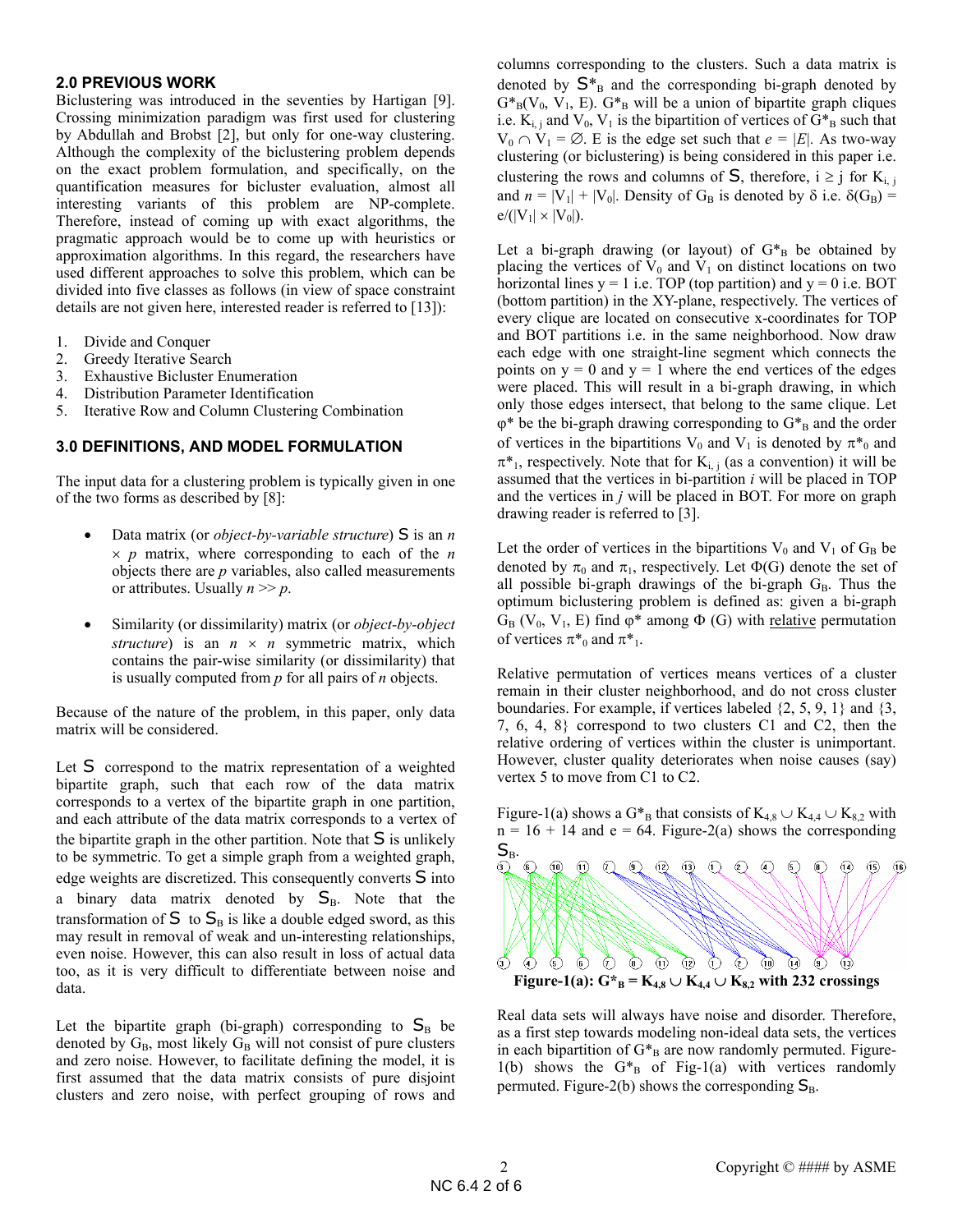## 2.0 PREVIOUS WORK

Biclustering was introduced in the seventies by Hartigan [9]. Crossing minimization paradigm was first used for clustering by Abdullah and Brobst [2], but only for one-way clustering. Although the complexity of the biclustering problem depends on the exact problem formulation, and specifically, on the quantification measures for bicluster evaluation, almost all interesting variants of this problem are NP-complete. Therefore, instead of coming up with exact algorithms, the pragmatic approach would be to come up with heuristics or approximation algorithms. In this regard, the researchers have used different approaches to solve this problem, which can be divided into five classes as follows (in view of space constraint details are not given here, interested reader is referred to [13]):

1. Divide and Conquer
2. Greedy Iterative Search
3. Exhaustive Bicluster Enumeration
4. Distribution Parameter Identification
5. Iterative Row and Column Clustering Combination

## 3.0 DEFINITIONS, AND MODEL FORMULATION

The input data for a clustering problem is typically given in one of the two forms as described by [8]:

- Data matrix (or *object-by-variable structure*) S is an $n \times p$ matrix, where corresponding to each of the $n$ objects there are $p$ variables, also called measurements or attributes. Usually $n >> p$.

- Similarity (or dissimilarity) matrix (or *object-by-object structure*) is an $n \times n$ symmetric matrix, which contains the pair-wise similarity (or dissimilarity) that is usually computed from $p$ for all pairs of $n$ objects.

Because of the nature of the problem, in this paper, only data matrix will be considered.

Let S correspond to the matrix representation of a weighted bipartite graph, such that each row of the data matrix corresponds to a vertex of the bipartite graph in one partition, and each attribute of the data matrix corresponds to a vertex of the bipartite graph in the other partition. Note that S is unlikely to be symmetric. To get a simple graph from a weighted graph, edge weights are discretized. This consequently converts S into a binary data matrix denoted by $S_B$. Note that the transformation of S to $S_B$ is like a double edged sword, as this may result in removal of weak and un-interesting relationships, even noise. However, this can also result in loss of actual data too, as it is very difficult to differentiate between noise and data.

Let the bipartite graph (bi-graph) corresponding to $S_B$ be denoted by $G_B$, most likely $G_B$ will not consist of pure clusters and zero noise. However, to facilitate defining the model, it is first assumed that the data matrix consists of pure disjoint clusters and zero noise, with perfect grouping of rows and columns corresponding to the clusters. Such a data matrix is denoted by $S^*_B$ and the corresponding bi-graph denoted by $G^*_B(V_0, V_1, E)$. $G^*_B$ will be a union of bipartite graph cliques i.e. $K_{i,j}$ and $V_0$, $V_1$ is the bipartition of vertices of $G^*_B$ such that $V_0 \cap V_1 = \emptyset$. E is the edge set such that $e = |E|$. As two-way clustering (or biclustering) is being considered in this paper i.e. clustering the rows and columns of S, therefore, $i \geq j$ for $K_{i,j}$ and $n = |V_1| + |V_0|$. Density of $G_B$ is denoted by $\delta$ i.e. $\delta(G_B) = e/(|V_1| \times |V_0|)$.

Let a bi-graph drawing (or layout) of $G^*_B$ be obtained by placing the vertices of $V_0$ and $V_1$ on distinct locations on two horizontal lines $y = 1$ i.e. TOP (top partition) and $y = 0$ i.e. BOT (bottom partition) in the XY-plane, respectively. The vertices of every clique are located on consecutive x-coordinates for TOP and BOT partitions i.e. in the same neighborhood. Now draw each edge with one straight-line segment which connects the points on $y = 0$ and $y = 1$ where the end vertices of the edges were placed. This will result in a bi-graph drawing, in which only those edges intersect, that belong to the same clique. Let $\varphi^*$ be the bi-graph drawing corresponding to $G^*_B$ and the order of vertices in the bipartitions $V_0$ and $V_1$ is denoted by $\pi^*_0$ and $\pi^*_1$, respectively. Note that for $K_{i,j}$ (as a convention) it will be assumed that the vertices in bi-partition $i$ will be placed in TOP and the vertices in $j$ will be placed in BOT. For more on graph drawing reader is referred to [3].

Let the order of vertices in the bipartitions $V_0$ and $V_1$ of $G_B$ be denoted by $\pi_0$ and $\pi_1$, respectively. Let $\Phi(G)$ denote the set of all possible bi-graph drawings of the bi-graph $G_B$. Thus the optimum biclustering problem is defined as: given a bi-graph $G_B$ ($V_0$, $V_1$, E) find $\varphi^*$ among $\Phi$ (G) with <u>relative</u> permutation of vertices $\pi^*_0$ and $\pi^*_1$.

Relative permutation of vertices means vertices of a cluster remain in their cluster neighborhood, and do not cross cluster boundaries. For example, if vertices labeled {2, 5, 9, 1} and {3, 7, 6, 4, 8} correspond to two clusters C1 and C2, then the relative ordering of vertices within the cluster is unimportant. However, cluster quality deteriorates when noise causes (say) vertex 5 to move from C1 to C2.

Figure-1(a) shows a $G^*_B$ that consists of $K_{4,8} \cup K_{4,4} \cup K_{8,2}$ with $n = 16 + 14$ and $e = 64$. Figure-2(a) shows the corresponding $S_B$.

**Figure-1(a): $G^*_B = K_{4,8} \cup K_{4,4} \cup K_{8,2}$ with 232 crossings**

Real data sets will always have noise and disorder. Therefore, as a first step towards modeling non-ideal data sets, the vertices in each bipartition of $G^*_B$ are now randomly permuted. Figure-1(b) shows the $G^*_B$ of Fig-1(a) with vertices randomly permuted. Figure-2(b) shows the corresponding $S_B$.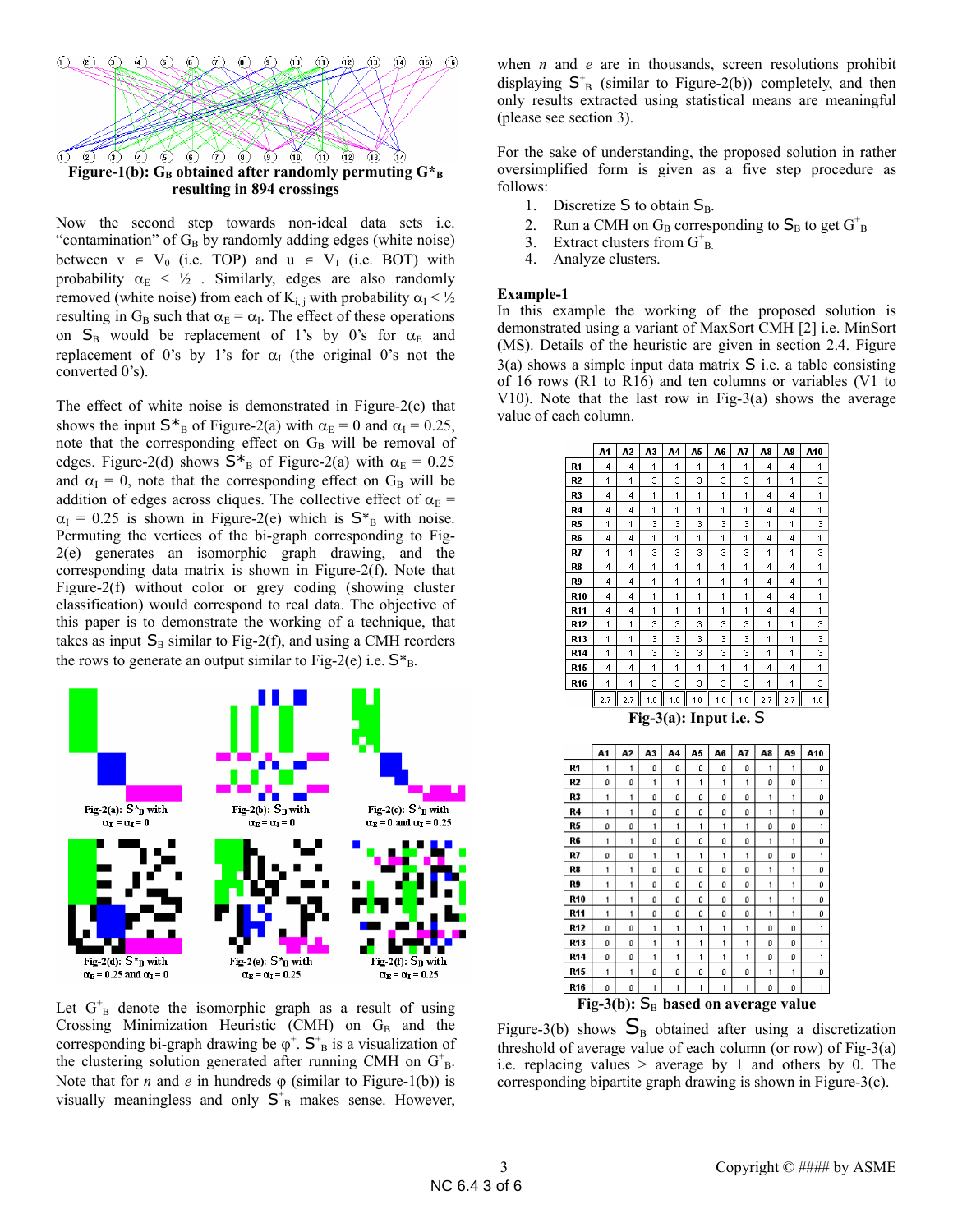**Figure-1(b): $G_B$ obtained after randomly permuting $G^*_B$ resulting in 894 crossings**

Now the second step towards non-ideal data sets i.e. "contamination" of $G_B$ by randomly adding edges (white noise) between $v \in V_0$ (i.e. TOP) and $u \in V_1$ (i.e. BOT) with probability $\alpha_E < ½$ . Similarly, edges are also randomly removed (white noise) from each of $K_{i,j}$ with probability $\alpha_I < ½$ resulting in $G_B$ such that $\alpha_E = \alpha_I$. The effect of these operations on $S_B$ would be replacement of 1's by 0's for $\alpha_E$ and replacement of 0's by 1's for $\alpha_I$ (the original 0's not the converted 0's).

The effect of white noise is demonstrated in Figure-2(c) that shows the input $S^*_B$ of Figure-2(a) with $\alpha_E = 0$ and $\alpha_I = 0.25$, note that the corresponding effect on $G_B$ will be removal of edges. Figure-2(d) shows $S^*_B$ of Figure-2(a) with $\alpha_E = 0.25$ and $\alpha_I = 0$, note that the corresponding effect on $G_B$ will be addition of edges across cliques. The collective effect of $\alpha_E = \alpha_I = 0.25$ is shown in Figure-2(e) which is $S^*_B$ with noise. Permuting the vertices of the bi-graph corresponding to Fig-2(e) generates an isomorphic graph drawing, and the corresponding data matrix is shown in Figure-2(f). Note that Figure-2(f) without color or grey coding (showing cluster classification) would correspond to real data. The objective of this paper is to demonstrate the working of a technique, that takes as input $S_B$ similar to Fig-2(f), and using a CMH reorders the rows to generate an output similar to Fig-2(e) i.e. $S^*_B$.

Fig-2(a): $S^*_B$ with $\alpha_E = \alpha_I = 0$ | Fig-2(b): $S_B$ with $\alpha_E = \alpha_I = 0$ | Fig-2(c): $S^*_B$ with $\alpha_E = 0$ and $\alpha_I = 0.25$ | Fig-2(d): $S^*_B$ with $\alpha_E = 0.25$ and $\alpha_I = 0$ | Fig-2(e): $S^*_B$ with $\alpha_E = \alpha_I = 0.25$ | Fig-2(f): $S_B$ with $\alpha_E = \alpha_I = 0.25$

Let $G^+_B$ denote the isomorphic graph as a result of using Crossing Minimization Heuristic (CMH) on $G_B$ and the corresponding bi-graph drawing be $\varphi^+$. $S^+_B$ is a visualization of the clustering solution generated after running CMH on $G^+_B$. Note that for *n* and *e* in hundreds $\varphi$ (similar to Figure-1(b)) is visually meaningless and only $S^+_B$ makes sense. However, when *n* and *e* are in thousands, screen resolutions prohibit displaying $S^+_B$ (similar to Figure-2(b)) completely, and then only results extracted using statistical means are meaningful (please see section 3).

For the sake of understanding, the proposed solution in rather oversimplified form is given as a five step procedure as follows:

1. Discretize $S$ to obtain $S_B$.
2. Run a CMH on $G_B$ corresponding to $S_B$ to get $G^+_B$
3. Extract clusters from $G^+_B$.
4. Analyze clusters.

**Example-1**

In this example the working of the proposed solution is demonstrated using a variant of MaxSort CMH [2] i.e. MinSort (MS). Details of the heuristic are given in section 2.4. Figure 3(a) shows a simple input data matrix $S$ i.e. a table consisting of 16 rows (R1 to R16) and ten columns or variables (V1 to V10). Note that the last row in Fig-3(a) shows the average value of each column.

| | A1 | A2 | A3 | A4 | A5 | A6 | A7 | A8 | A9 | A10 |
|---|---|---|---|---|---|---|---|---|---|---|
| R1 | 4 | 4 | 1 | 1 | 1 | 1 | 1 | 4 | 4 | 1 |
| R2 | 1 | 1 | 3 | 3 | 3 | 3 | 3 | 1 | 1 | 3 |
| R3 | 4 | 4 | 1 | 1 | 1 | 1 | 1 | 4 | 4 | 1 |
| R4 | 4 | 4 | 1 | 1 | 1 | 1 | 1 | 4 | 4 | 1 |
| R5 | 1 | 1 | 3 | 3 | 3 | 3 | 3 | 1 | 1 | 3 |
| R6 | 4 | 4 | 1 | 1 | 1 | 1 | 1 | 4 | 4 | 1 |
| R7 | 1 | 1 | 3 | 3 | 3 | 3 | 3 | 1 | 1 | 3 |
| R8 | 4 | 4 | 1 | 1 | 1 | 1 | 1 | 4 | 4 | 1 |
| R9 | 4 | 4 | 1 | 1 | 1 | 1 | 1 | 4 | 4 | 1 |
| R10 | 4 | 4 | 1 | 1 | 1 | 1 | 1 | 4 | 4 | 1 |
| R11 | 4 | 4 | 1 | 1 | 1 | 1 | 1 | 4 | 4 | 1 |
| R12 | 1 | 1 | 3 | 3 | 3 | 3 | 3 | 1 | 1 | 3 |
| R13 | 1 | 1 | 3 | 3 | 3 | 3 | 3 | 1 | 1 | 3 |
| R14 | 1 | 1 | 3 | 3 | 3 | 3 | 3 | 1 | 1 | 3 |
| R15 | 4 | 4 | 1 | 1 | 1 | 1 | 1 | 4 | 4 | 1 |
| R16 | 1 | 1 | 3 | 3 | 3 | 3 | 3 | 1 | 1 | 3 |
| | 2.7 | 2.7 | 1.9 | 1.9 | 1.9 | 1.9 | 1.9 | 2.7 | 2.7 | 1.9 |

**Fig-3(a): Input i.e. $S$**

| | A1 | A2 | A3 | A4 | A5 | A6 | A7 | A8 | A9 | A10 |
|---|---|---|---|---|---|---|---|---|---|---|
| R1 | 1 | 1 | 0 | 0 | 0 | 0 | 0 | 1 | 1 | 0 |
| R2 | 0 | 0 | 1 | 1 | 1 | 1 | 1 | 0 | 0 | 1 |
| R3 | 1 | 1 | 0 | 0 | 0 | 0 | 0 | 1 | 1 | 0 |
| R4 | 1 | 1 | 0 | 0 | 0 | 0 | 0 | 1 | 1 | 0 |
| R5 | 0 | 0 | 1 | 1 | 1 | 1 | 1 | 0 | 0 | 1 |
| R6 | 1 | 1 | 0 | 0 | 0 | 0 | 0 | 1 | 1 | 0 |
| R7 | 0 | 0 | 1 | 1 | 1 | 1 | 1 | 0 | 0 | 1 |
| R8 | 1 | 1 | 0 | 0 | 0 | 0 | 0 | 1 | 1 | 0 |
| R9 | 1 | 1 | 0 | 0 | 0 | 0 | 0 | 1 | 1 | 0 |
| R10 | 1 | 1 | 0 | 0 | 0 | 0 | 0 | 1 | 1 | 0 |
| R11 | 1 | 1 | 0 | 0 | 0 | 0 | 0 | 1 | 1 | 0 |
| R12 | 0 | 0 | 1 | 1 | 1 | 1 | 1 | 0 | 0 | 1 |
| R13 | 0 | 0 | 1 | 1 | 1 | 1 | 1 | 0 | 0 | 1 |
| R14 | 0 | 0 | 1 | 1 | 1 | 1 | 1 | 0 | 0 | 1 |
| R15 | 1 | 1 | 0 | 0 | 0 | 0 | 0 | 1 | 1 | 0 |
| R16 | 0 | 0 | 1 | 1 | 1 | 1 | 1 | 0 | 0 | 1 |

**Fig-3(b): $S_B$ based on average value**

Figure-3(b) shows $S_B$ obtained after using a discretization threshold of average value of each column (or row) of Fig-3(a) i.e. replacing values > average by 1 and others by 0. The corresponding bipartite graph drawing is shown in Figure-3(c).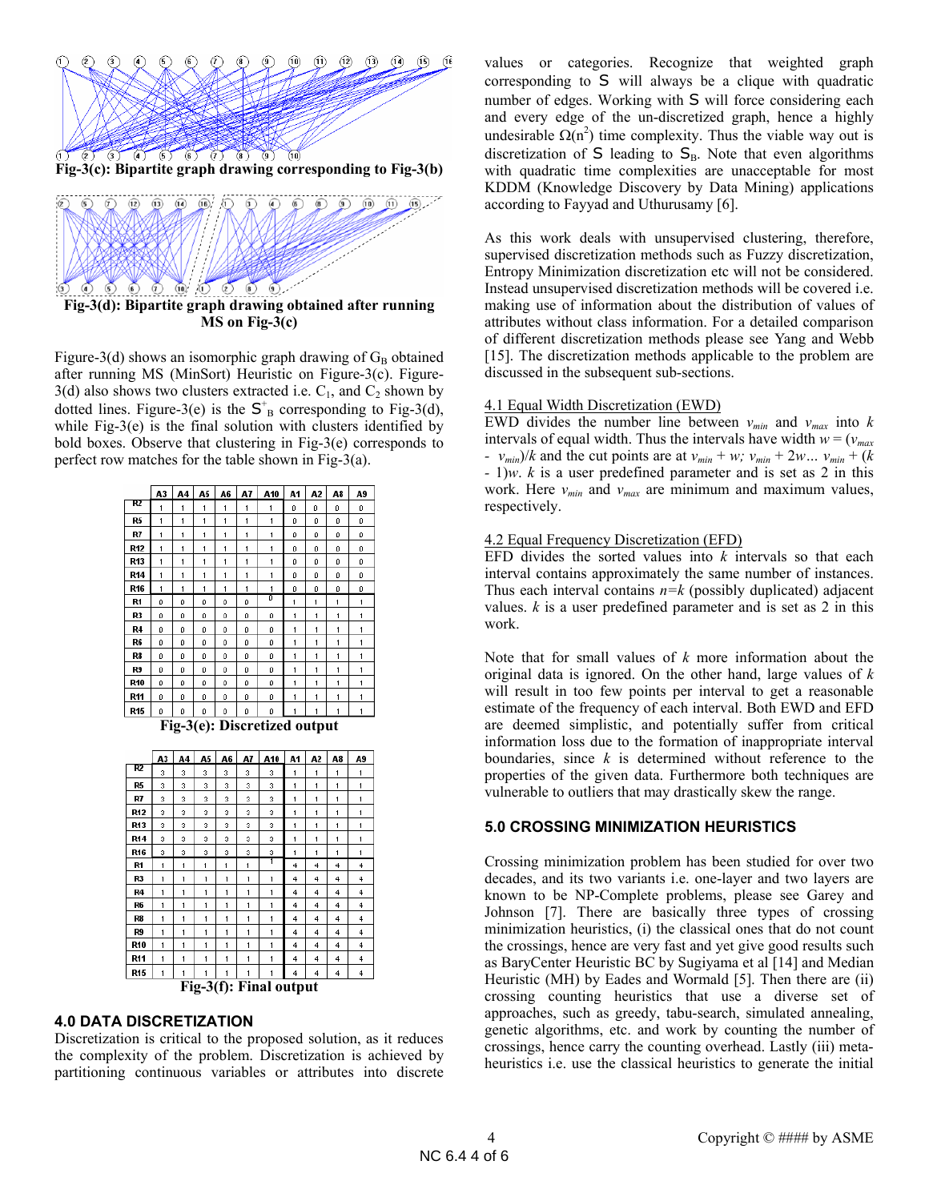Fig-3(c): Bipartite graph drawing corresponding to Fig-3(b)

Fig-3(d): Bipartite graph drawing obtained after running MS on Fig-3(c)

Figure-3(d) shows an isomorphic graph drawing of $G_B$ obtained after running MS (MinSort) Heuristic on Figure-3(c). Figure-3(d) also shows two clusters extracted i.e. $C_1$, and $C_2$ shown by dotted lines. Figure-3(e) is the $S^+_B$ corresponding to Fig-3(d), while Fig-3(e) is the final solution with clusters identified by bold boxes. Observe that clustering in Fig-3(e) corresponds to perfect row matches for the table shown in Fig-3(a).

| | A3 | A4 | A5 | A6 | A7 | A10 | A1 | A2 | A8 | A9 |
|---|---|---|---|---|---|---|---|---|---|---|
| R2 | 1 | 1 | 1 | 1 | 1 | 1 | 0 | 0 | 0 | 0 |
| R5 | 1 | 1 | 1 | 1 | 1 | 1 | 0 | 0 | 0 | 0 |
| R7 | 1 | 1 | 1 | 1 | 1 | 1 | 0 | 0 | 0 | 0 |
| R12 | 1 | 1 | 1 | 1 | 1 | 1 | 0 | 0 | 0 | 0 |
| R13 | 1 | 1 | 1 | 1 | 1 | 1 | 0 | 0 | 0 | 0 |
| R14 | 1 | 1 | 1 | 1 | 1 | 1 | 0 | 0 | 0 | 0 |
| R16 | 1 | 1 | 1 | 1 | 1 | 1 | 0 | 0 | 0 | 0 |
| R1 | 0 | 0 | 0 | 0 | 0 | 0 | 1 | 1 | 1 | 1 |
| R3 | 0 | 0 | 0 | 0 | 0 | 0 | 1 | 1 | 1 | 1 |
| R4 | 0 | 0 | 0 | 0 | 0 | 0 | 1 | 1 | 1 | 1 |
| R6 | 0 | 0 | 0 | 0 | 0 | 0 | 1 | 1 | 1 | 1 |
| R8 | 0 | 0 | 0 | 0 | 0 | 0 | 1 | 1 | 1 | 1 |
| R9 | 0 | 0 | 0 | 0 | 0 | 0 | 1 | 1 | 1 | 1 |
| R10 | 0 | 0 | 0 | 0 | 0 | 0 | 1 | 1 | 1 | 1 |
| R11 | 0 | 0 | 0 | 0 | 0 | 0 | 1 | 1 | 1 | 1 |
| R15 | 0 | 0 | 0 | 0 | 0 | 0 | 1 | 1 | 1 | 1 |

Fig-3(e): Discretized output

| | A3 | A4 | A5 | A6 | A7 | A10 | A1 | A2 | A8 | A9 |
|---|---|---|---|---|---|---|---|---|---|---|
| R2 | 3 | 3 | 3 | 3 | 3 | 3 | 1 | 1 | 1 | 1 |
| R5 | 3 | 3 | 3 | 3 | 3 | 3 | 1 | 1 | 1 | 1 |
| R7 | 3 | 3 | 3 | 3 | 3 | 3 | 1 | 1 | 1 | 1 |
| R12 | 3 | 3 | 3 | 3 | 3 | 3 | 1 | 1 | 1 | 1 |
| R13 | 3 | 3 | 3 | 3 | 3 | 3 | 1 | 1 | 1 | 1 |
| R14 | 3 | 3 | 3 | 3 | 3 | 3 | 1 | 1 | 1 | 1 |
| R16 | 3 | 3 | 3 | 3 | 3 | 3 | 1 | 1 | 1 | 1 |
| R1 | 1 | 1 | 1 | 1 | 1 | 1 | 4 | 4 | 4 | 4 |
| R3 | 1 | 1 | 1 | 1 | 1 | 1 | 4 | 4 | 4 | 4 |
| R4 | 1 | 1 | 1 | 1 | 1 | 1 | 4 | 4 | 4 | 4 |
| R6 | 1 | 1 | 1 | 1 | 1 | 1 | 4 | 4 | 4 | 4 |
| R8 | 1 | 1 | 1 | 1 | 1 | 1 | 4 | 4 | 4 | 4 |
| R9 | 1 | 1 | 1 | 1 | 1 | 1 | 4 | 4 | 4 | 4 |
| R10 | 1 | 1 | 1 | 1 | 1 | 1 | 4 | 4 | 4 | 4 |
| R11 | 1 | 1 | 1 | 1 | 1 | 1 | 4 | 4 | 4 | 4 |
| R15 | 1 | 1 | 1 | 1 | 1 | 1 | 4 | 4 | 4 | 4 |

Fig-3(f): Final output

## 4.0 DATA DISCRETIZATION

Discretization is critical to the proposed solution, as it reduces the complexity of the problem. Discretization is achieved by partitioning continuous variables or attributes into discrete values or categories. Recognize that weighted graph corresponding to S will always be a clique with quadratic number of edges. Working with S will force considering each and every edge of the un-discretized graph, hence a highly undesirable $\Omega(n^2)$ time complexity. Thus the viable way out is discretization of S leading to $S_B$. Note that even algorithms with quadratic time complexities are unacceptable for most KDDM (Knowledge Discovery by Data Mining) applications according to Fayyad and Uthurusamy [6].

As this work deals with unsupervised clustering, therefore, supervised discretization methods such as Fuzzy discretization, Entropy Minimization discretization etc will not be considered. Instead unsupervised discretization methods will be covered i.e. making use of information about the distribution of values of attributes without class information. For a detailed comparison of different discretization methods please see Yang and Webb [15]. The discretization methods applicable to the problem are discussed in the subsequent sub-sections.

### 4.1 Equal Width Discretization (EWD)

EWD divides the number line between $v_{min}$ and $v_{max}$ into $k$ intervals of equal width. Thus the intervals have width $w = (v_{max} - v_{min})/k$ and the cut points are at $v_{min} + w; v_{min} + 2w... v_{min} + (k - 1)w$. $k$ is a user predefined parameter and is set as 2 in this work. Here $v_{min}$ and $v_{max}$ are minimum and maximum values, respectively.

### 4.2 Equal Frequency Discretization (EFD)

EFD divides the sorted values into $k$ intervals so that each interval contains approximately the same number of instances. Thus each interval contains $n=k$ (possibly duplicated) adjacent values. $k$ is a user predefined parameter and is set as 2 in this work.

Note that for small values of $k$ more information about the original data is ignored. On the other hand, large values of $k$ will result in too few points per interval to get a reasonable estimate of the frequency of each interval. Both EWD and EFD are deemed simplistic, and potentially suffer from critical information loss due to the formation of inappropriate interval boundaries, since $k$ is determined without reference to the properties of the given data. Furthermore both techniques are vulnerable to outliers that may drastically skew the range.

## 5.0 CROSSING MINIMIZATION HEURISTICS

Crossing minimization problem has been studied for over two decades, and its two variants i.e. one-layer and two layers are known to be NP-Complete problems, please see Garey and Johnson [7]. There are basically three types of crossing minimization heuristics, (i) the classical ones that do not count the crossings, hence are very fast and yet give good results such as BaryCenter Heuristic BC by Sugiyama et al [14] and Median Heuristic (MH) by Eades and Wormald [5]. Then there are (ii) crossing counting heuristics that use a diverse set of approaches, such as greedy, tabu-search, simulated annealing, genetic algorithms, etc. and work by counting the number of crossings, hence carry the counting overhead. Lastly (iii) meta-heuristics i.e. use the classical heuristics to generate the initial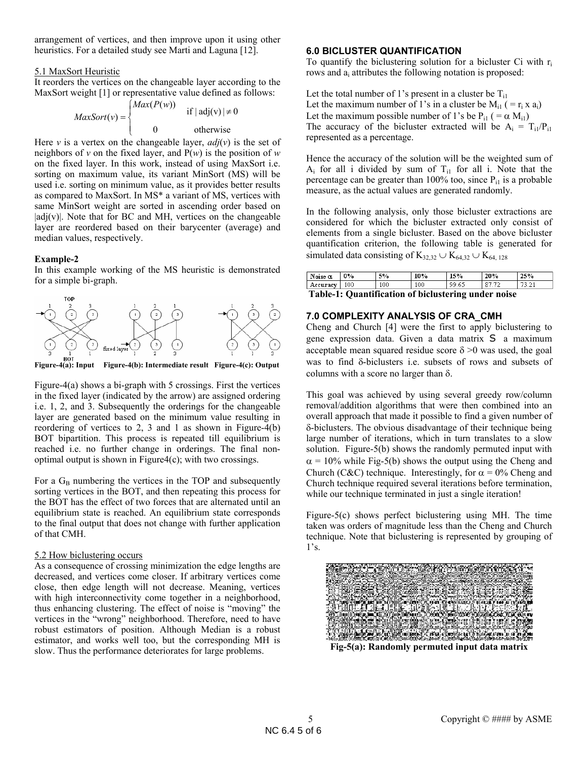arrangement of vertices, and then improve upon it using other heuristics. For a detailed study see Marti and Laguna [12].

### 5.1 MaxSort Heuristic

It reorders the vertices on the changeable layer according to the MaxSort weight [1] or representative value defined as follows:

$$MaxSort(v) = \begin{cases} Max(P(w)) & \text{if } |\text{adj}(v)| \neq 0 \\ 0 & \text{otherwise} \end{cases}$$

Here *v* is a vertex on the changeable layer, *adj*(*v*) is the set of neighbors of *v* on the fixed layer, and P(*w*) is the position of *w* on the fixed layer. In this work, instead of using MaxSort i.e. sorting on maximum value, its variant MinSort (MS) will be used i.e. sorting on minimum value, as it provides better results as compared to MaxSort. In MS* a variant of MS, vertices with same MinSort weight are sorted in ascending order based on |adj(v)|. Note that for BC and MH, vertices on the changeable layer are reordered based on their barycenter (average) and median values, respectively.

**Example-2**

In this example working of the MS heuristic is demonstrated for a simple bi-graph.

**Figure-4(a): Input Figure-4(b): Intermediate result Figure-4(c): Output**

Figure-4(a) shows a bi-graph with 5 crossings. First the vertices in the fixed layer (indicated by the arrow) are assigned ordering i.e. 1, 2, and 3. Subsequently the orderings for the changeable layer are generated based on the minimum value resulting in reordering of vertices to 2, 3 and 1 as shown in Figure-4(b) BOT bipartition. This process is repeated till equilibrium is reached i.e. no further change in orderings. The final non-optimal output is shown in Figure4(c); with two crossings.

For a $G_B$ numbering the vertices in the TOP and subsequently sorting vertices in the BOT, and then repeating this process for the BOT has the effect of two forces that are alternated until an equilibrium state is reached. An equilibrium state corresponds to the final output that does not change with further application of that CMH.

### 5.2 How biclustering occurs

As a consequence of crossing minimization the edge lengths are decreased, and vertices come closer. If arbitrary vertices come close, then edge length will not decrease. Meaning, vertices with high interconnectivity come together in a neighborhood, thus enhancing clustering. The effect of noise is "moving" the vertices in the "wrong" neighborhood. Therefore, need to have robust estimators of position. Although Median is a robust estimator, and works well too, but the corresponding MH is slow. Thus the performance deteriorates for large problems.

## 6.0 BICLUSTER QUANTIFICATION

To quantify the biclustering solution for a bicluster $C_i$ with $r_i$ rows and $a_i$ attributes the following notation is proposed:

Let the total number of 1's present in a cluster be $T_{i1}$
Let the maximum number of 1's in a cluster be $M_{i1}$ ( = $r_i$ x $a_i$)
Let the maximum possible number of 1's be $P_{i1}$ ( = $\alpha$ $M_{i1}$)
The accuracy of the bicluster extracted will be $A_i = T_{i1}/P_{i1}$ represented as a percentage.

Hence the accuracy of the solution will be the weighted sum of $A_i$ for all i divided by sum of $T_{i1}$ for all i. Note that the percentage can be greater than 100% too, since $P_{i1}$ is a probable measure, as the actual values are generated randomly.

In the following analysis, only those bicluster extractions are considered for which the bicluster extracted only consist of elements from a single bicluster. Based on the above bicluster quantification criterion, the following table is generated for simulated data consisting of $K_{32,32} \cup K_{64,32} \cup K_{64,128}$

| Noise $\alpha$ | 0% | 5% | 10% | 15% | 20% | 25% |
|---|---|---|---|---|---|---|
| Accuracy | 100 | 100 | 100 | 99.65 | 87.72 | 73.21 |

**Table-1: Quantification of biclustering under noise**

## 7.0 COMPLEXITY ANALYSIS OF CRA_CMH

Cheng and Church [4] were the first to apply biclustering to gene expression data. Given a data matrix S a maximum acceptable mean squared residue score $\delta > 0$ was used, the goal was to find $\delta$-biclusters i.e. subsets of rows and subsets of columns with a score no larger than $\delta$.

This goal was achieved by using several greedy row/column removal/addition algorithms that were then combined into an overall approach that made it possible to find a given number of $\delta$-biclusters. The obvious disadvantage of their technique being large number of iterations, which in turn translates to a slow solution. Figure-5(b) shows the randomly permuted input with $\alpha$ = 10% while Fig-5(b) shows the output using the Cheng and Church (C&C) technique. Interestingly, for $\alpha$ = 0% Cheng and Church technique required several iterations before termination, while our technique terminated in just a single iteration!

Figure-5(c) shows perfect biclustering using MH. The time taken was orders of magnitude less than the Cheng and Church technique. Note that biclustering is represented by grouping of 1's.

**Fig-5(a): Randomly permuted input data matrix**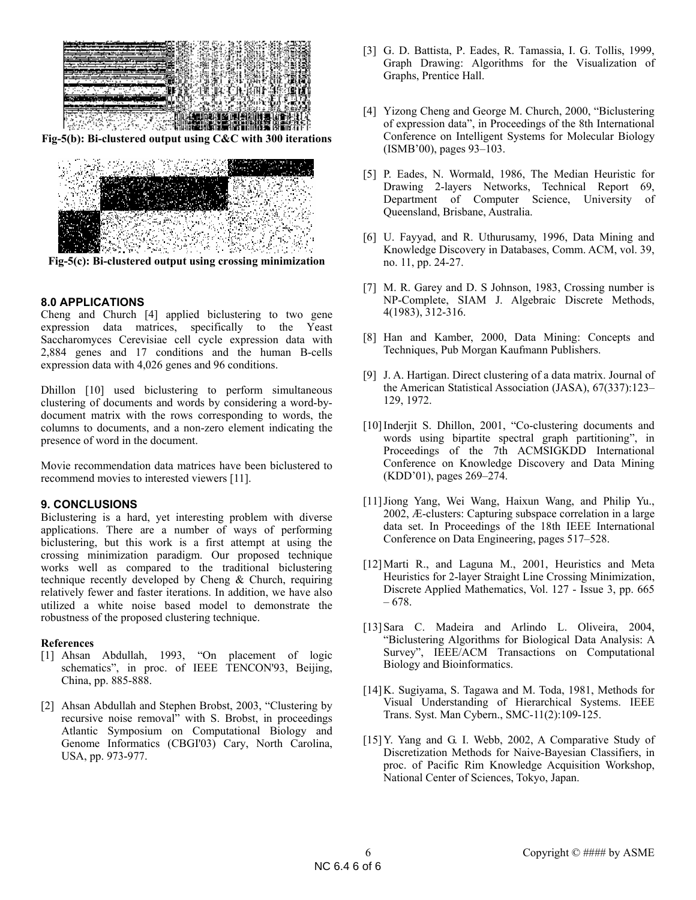Fig-5(b): Bi-clustered output using C&C with 300 iterations

Fig-5(c): Bi-clustered output using crossing minimization

## 8.0 APPLICATIONS

Cheng and Church [4] applied biclustering to two gene expression data matrices, specifically to the Yeast Saccharomyces Cerevisiae cell cycle expression data with 2,884 genes and 17 conditions and the human B-cells expression data with 4,026 genes and 96 conditions.

Dhillon [10] used biclustering to perform simultaneous clustering of documents and words by considering a word-by-document matrix with the rows corresponding to words, the columns to documents, and a non-zero element indicating the presence of word in the document.

Movie recommendation data matrices have been biclustered to recommend movies to interested viewers [11].

## 9. CONCLUSIONS

Biclustering is a hard, yet interesting problem with diverse applications. There are a number of ways of performing biclustering, but this work is a first attempt at using the crossing minimization paradigm. Our proposed technique works well as compared to the traditional biclustering technique recently developed by Cheng & Church, requiring relatively fewer and faster iterations. In addition, we have also utilized a white noise based model to demonstrate the robustness of the proposed clustering technique.

### References

[1] Ahsan Abdullah, 1993, "On placement of logic schematics", in proc. of IEEE TENCON'93, Beijing, China, pp. 885-888.

[2] Ahsan Abdullah and Stephen Brobst, 2003, "Clustering by recursive noise removal" with S. Brobst, in proceedings Atlantic Symposium on Computational Biology and Genome Informatics (CBGI'03) Cary, North Carolina, USA, pp. 973-977.

[3] G. D. Battista, P. Eades, R. Tamassia, I. G. Tollis, 1999, Graph Drawing: Algorithms for the Visualization of Graphs, Prentice Hall.

[4] Yizong Cheng and George M. Church, 2000, "Biclustering of expression data", in Proceedings of the 8th International Conference on Intelligent Systems for Molecular Biology (ISMB'00), pages 93–103.

[5] P. Eades, N. Wormald, 1986, The Median Heuristic for Drawing 2-layers Networks, Technical Report 69, Department of Computer Science, University of Queensland, Brisbane, Australia.

[6] U. Fayyad, and R. Uthurusamy, 1996, Data Mining and Knowledge Discovery in Databases, Comm. ACM, vol. 39, no. 11, pp. 24-27.

[7] M. R. Garey and D. S Johnson, 1983, Crossing number is NP-Complete, SIAM J. Algebraic Discrete Methods, 4(1983), 312-316.

[8] Han and Kamber, 2000, Data Mining: Concepts and Techniques, Pub Morgan Kaufmann Publishers.

[9] J. A. Hartigan. Direct clustering of a data matrix. Journal of the American Statistical Association (JASA), 67(337):123–129, 1972.

[10] Inderjit S. Dhillon, 2001, "Co-clustering documents and words using bipartite spectral graph partitioning", in Proceedings of the 7th ACMSIGKDD International Conference on Knowledge Discovery and Data Mining (KDD'01), pages 269–274.

[11] Jiong Yang, Wei Wang, Haixun Wang, and Philip Yu., 2002, Æ-clusters: Capturing subspace correlation in a large data set. In Proceedings of the 18th IEEE International Conference on Data Engineering, pages 517–528.

[12] Marti R., and Laguna M., 2001, Heuristics and Meta Heuristics for 2-layer Straight Line Crossing Minimization, Discrete Applied Mathematics, Vol. 127 - Issue 3, pp. 665 – 678.

[13] Sara C. Madeira and Arlindo L. Oliveira, 2004, "Biclustering Algorithms for Biological Data Analysis: A Survey", IEEE/ACM Transactions on Computational Biology and Bioinformatics.

[14] K. Sugiyama, S. Tagawa and M. Toda, 1981, Methods for Visual Understanding of Hierarchical Systems. IEEE Trans. Syst. Man Cybern., SMC-11(2):109-125.

[15] Y. Yang and G. I. Webb, 2002, A Comparative Study of Discretization Methods for Naive-Bayesian Classifiers, in proc. of Pacific Rim Knowledge Acquisition Workshop, National Center of Sciences, Tokyo, Japan.